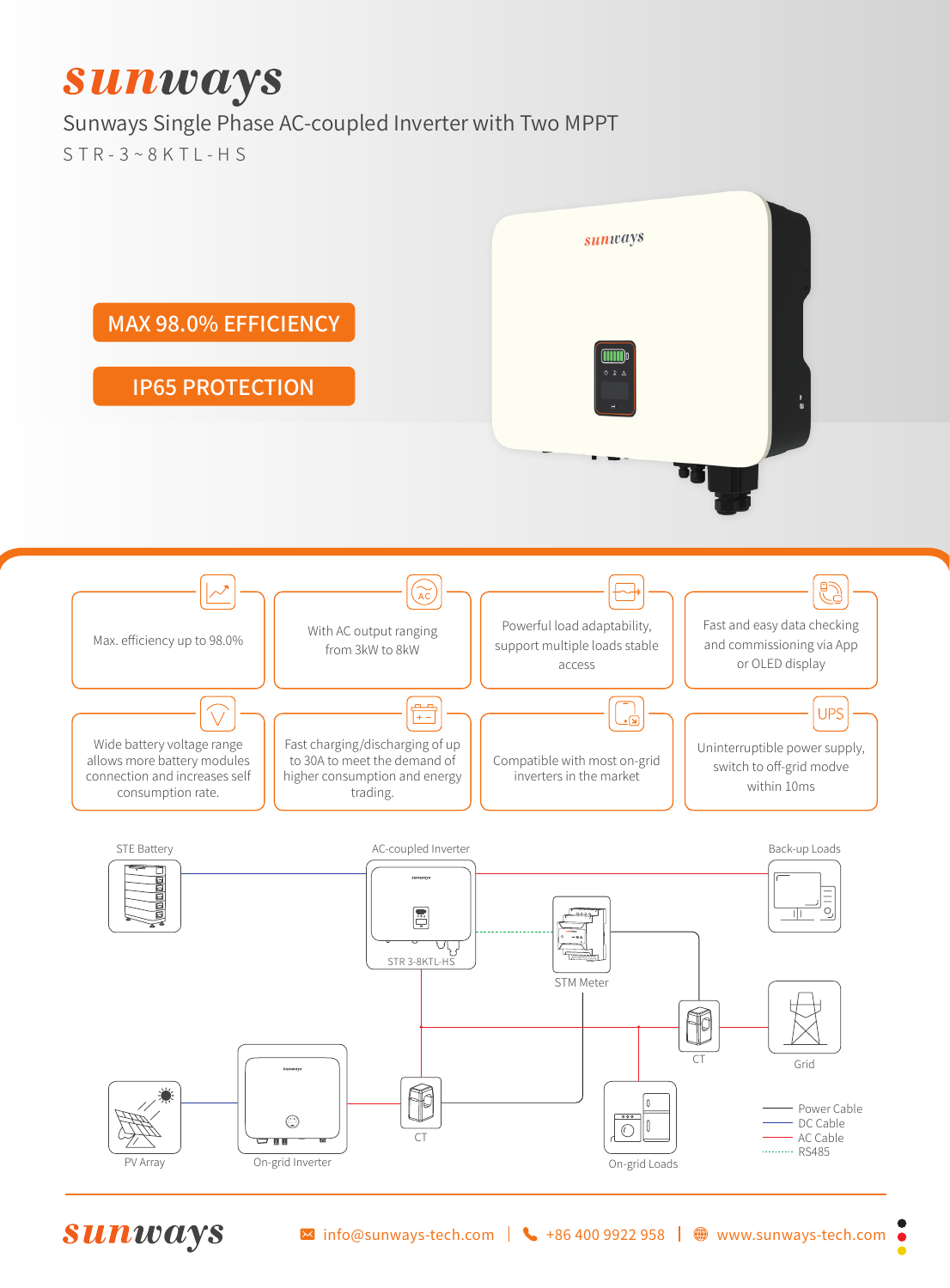# sunways

## Sunways Single Phase AC-coupled Inverter with Two MPPT

STR-3~8KTL-HS

**MAX 98.0% EFFICIENCY**

**IP65 PROTECTION**

- Max. efficiency up to 98.0%
- With AC output ranging from 3kW to 8kW
- Powerful load adaptability, support multiple loads stable access
- Fast and easy data checking and commissioning via App or OLED display
- Wide battery voltage range allows more battery modules connection and increases self consumption rate.
- Fast charging/discharging of up to 30A to meet the demand of higher consumption and energy trading.
- Compatible with most on-grid inverters in the market
- UPS: Uninterruptible power supply, switch to off-grid modve within 10ms

STE Battery — AC-coupled Inverter (STR 3-8KTL-HS) — Back-up Loads — STM Meter — CT — Grid — PV Array — On-grid Inverter — CT — On-grid Loads

Power Cable
DC Cable
AC Cable
RS485

sunways | info@sunways-tech.com | +86 400 9922 958 | www.sunways-tech.com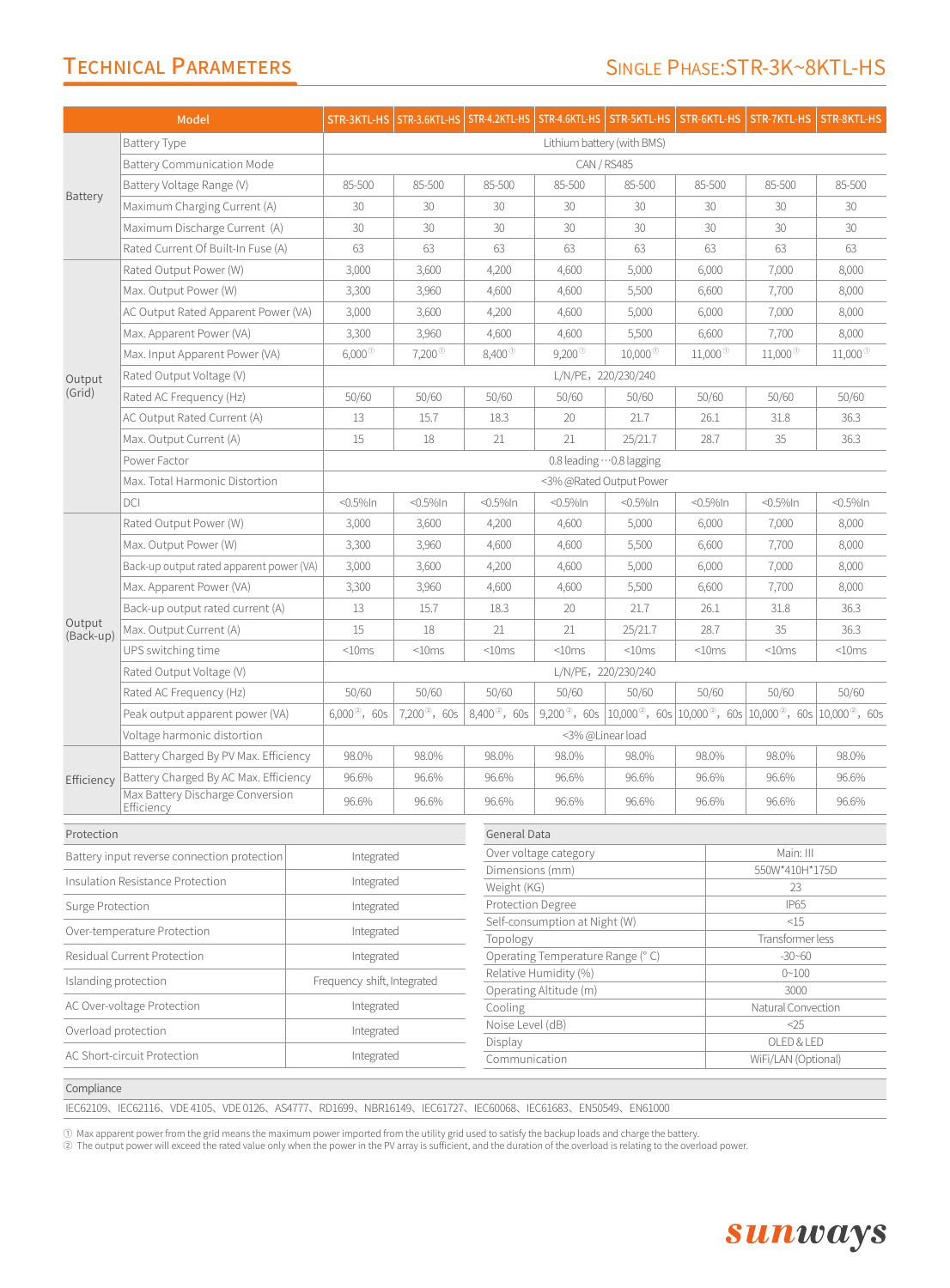# Technical Parameters

## Single Phase:STR-3K~8KTL-HS

| Model | | STR-3KTL-HS | STR-3.6KTL-HS | STR-4.2KTL-HS | STR-4.6KTL-HS | STR-5KTL-HS | STR-6KTL-HS | STR-7KTL-HS | STR-8KTL-HS |
|---|---|---|---|---|---|---|---|---|---|
| Battery | Battery Type | Lithium battery (with BMS) | | | | | | | |
| | Battery Communication Mode | CAN / RS485 | | | | | | | |
| | Battery Voltage Range (V) | 85-500 | 85-500 | 85-500 | 85-500 | 85-500 | 85-500 | 85-500 | 85-500 |
| | Maximum Charging Current (A) | 30 | 30 | 30 | 30 | 30 | 30 | 30 | 30 |
| | Maximum Discharge Current (A) | 30 | 30 | 30 | 30 | 30 | 30 | 30 | 30 |
| | Rated Current Of Built-In Fuse (A) | 63 | 63 | 63 | 63 | 63 | 63 | 63 | 63 |
| Output (Grid) | Rated Output Power (W) | 3,000 | 3,600 | 4,200 | 4,600 | 5,000 | 6,000 | 7,000 | 8,000 |
| | Max. Output Power (W) | 3,300 | 3,960 | 4,600 | 4,600 | 5,500 | 6,600 | 7,700 | 8,000 |
| | AC Output Rated Apparent Power (VA) | 3,000 | 3,600 | 4,200 | 4,600 | 5,000 | 6,000 | 7,000 | 8,000 |
| | Max. Apparent Power (VA) | 3,300 | 3,960 | 4,600 | 4,600 | 5,500 | 6,600 | 7,700 | 8,000 |
| | Max. Input Apparent Power (VA) | 6,000[①] | 7,200[①] | 8,400[①] | 9,200[①] | 10,000[①] | 11,000[①] | 11,000[①] | 11,000[①] |
| | Rated Output Voltage (V) | L/N/PE，220/230/240 | | | | | | | |
| | Rated AC Frequency (Hz) | 50/60 | 50/60 | 50/60 | 50/60 | 50/60 | 50/60 | 50/60 | 50/60 |
| | AC Output Rated Current (A) | 13 | 15.7 | 18.3 | 20 | 21.7 | 26.1 | 31.8 | 36.3 |
| | Max. Output Current (A) | 15 | 18 | 21 | 21 | 25/21.7 | 28.7 | 35 | 36.3 |
| | Power Factor | 0.8 leading…0.8 lagging | | | | | | | |
| | Max. Total Harmonic Distortion | <3% @Rated Output Power | | | | | | | |
| | DCI | <0.5%In | <0.5%In | <0.5%In | <0.5%In | <0.5%In | <0.5%In | <0.5%In | <0.5%In |
| Output (Back-up) | Rated Output Power (W) | 3,000 | 3,600 | 4,200 | 4,600 | 5,000 | 6,000 | 7,000 | 8,000 |
| | Max. Output Power (W) | 3,300 | 3,960 | 4,600 | 4,600 | 5,500 | 6,600 | 7,700 | 8,000 |
| | Back-up output rated apparent power (VA) | 3,000 | 3,600 | 4,200 | 4,600 | 5,000 | 6,000 | 7,000 | 8,000 |
| | Max. Apparent Power (VA) | 3,300 | 3,960 | 4,600 | 4,600 | 5,500 | 6,600 | 7,700 | 8,000 |
| | Back-up output rated current (A) | 13 | 15.7 | 18.3 | 20 | 21.7 | 26.1 | 31.8 | 36.3 |
| | Max. Output Current (A) | 15 | 18 | 21 | 21 | 25/21.7 | 28.7 | 35 | 36.3 |
| | UPS switching time | <10ms | <10ms | <10ms | <10ms | <10ms | <10ms | <10ms | <10ms |
| | Rated Output Voltage (V) | L/N/PE，220/230/240 | | | | | | | |
| | Rated AC Frequency (Hz) | 50/60 | 50/60 | 50/60 | 50/60 | 50/60 | 50/60 | 50/60 | 50/60 |
| | Peak output apparent power (VA) | 6,000[②]，60s | 7,200[②]，60s | 8,400[②]，60s | 9,200[②]，60s | 10,000[②]，60s | 10,000[②]，60s | 10,000[②]，60s | 10,000[②]，60s |
| | Voltage harmonic distortion | <3% @Linear load | | | | | | | |
| Efficiency | Battery Charged By PV Max. Efficiency | 98.0% | 98.0% | 98.0% | 98.0% | 98.0% | 98.0% | 98.0% | 98.0% |
| | Battery Charged By AC Max. Efficiency | 96.6% | 96.6% | 96.6% | 96.6% | 96.6% | 96.6% | 96.6% | 96.6% |
| | Max Battery Discharge Conversion Efficiency | 96.6% | 96.6% | 96.6% | 96.6% | 96.6% | 96.6% | 96.6% | 96.6% |

| Protection | |
|---|---|
| Battery input reverse connection protection | Integrated |
| Insulation Resistance Protection | Integrated |
| Surge Protection | Integrated |
| Over-temperature Protection | Integrated |
| Residual Current Protection | Integrated |
| Islanding protection | Frequency shift, Integrated |
| AC Over-voltage Protection | Integrated |
| Overload protection | Integrated |
| AC Short-circuit Protection | Integrated |

| General Data | |
|---|---|
| Over voltage category | Main: III |
| Dimensions (mm) | 550W*410H*175D |
| Weight (KG) | 23 |
| Protection Degree | IP65 |
| Self-consumption at Night (W) | <15 |
| Topology | Transformer less |
| Operating Temperature Range (° C) | -30~60 |
| Relative Humidity (%) | 0~100 |
| Operating Altitude (m) | 3000 |
| Cooling | Natural Convection |
| Noise Level (dB) | <25 |
| Display | OLED & LED |
| Communication | WiFi/LAN (Optional) |

**Compliance**

IEC62109、IEC62116、VDE 4105、VDE 0126、AS4777、RD1699、NBR16149、IEC61727、IEC60068、IEC61683、EN50549、EN61000

① Max apparent power from the grid means the maximum power imported from the utility grid used to satisfy the backup loads and charge the battery.
② The output power will exceed the rated value only when the power in the PV array is sufficient, and the duration of the overload is relating to the overload power.

sunways